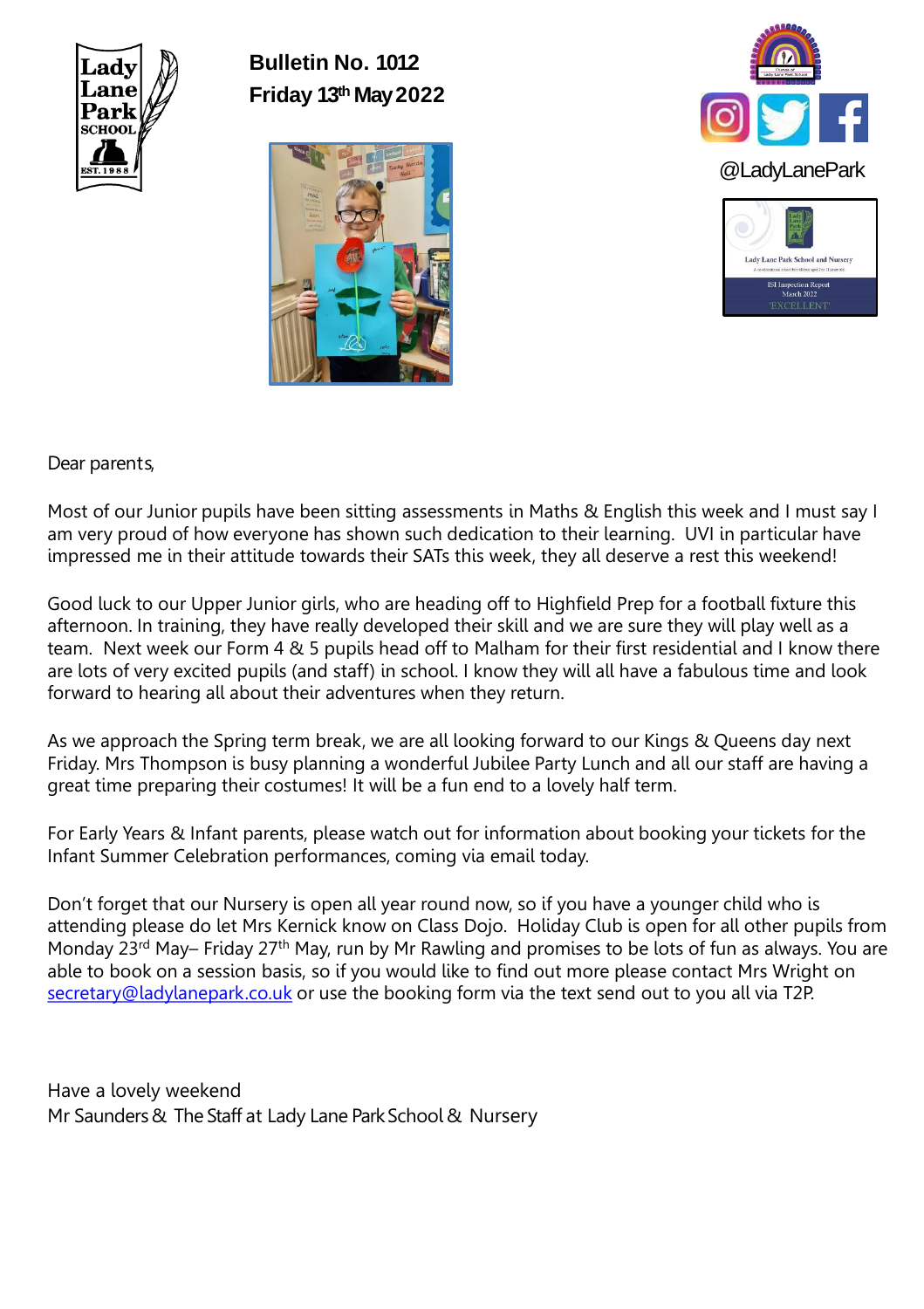**Bulletin No. 1012**
**Friday 13th May 2022**

@LadyLanePark

Dear parents,

Most of our Junior pupils have been sitting assessments in Maths & English this week and I must say I am very proud of how everyone has shown such dedication to their learning. UVI in particular have impressed me in their attitude towards their SATs this week, they all deserve a rest this weekend!

Good luck to our Upper Junior girls, who are heading off to Highfield Prep for a football fixture this afternoon. In training, they have really developed their skill and we are sure they will play well as a team. Next week our Form 4 & 5 pupils head off to Malham for their first residential and I know there are lots of very excited pupils (and staff) in school. I know they will all have a fabulous time and look forward to hearing all about their adventures when they return.

As we approach the Spring term break, we are all looking forward to our Kings & Queens day next Friday. Mrs Thompson is busy planning a wonderful Jubilee Party Lunch and all our staff are having a great time preparing their costumes! It will be a fun end to a lovely half term.

For Early Years & Infant parents, please watch out for information about booking your tickets for the Infant Summer Celebration performances, coming via email today.

Don't forget that our Nursery is open all year round now, so if you have a younger child who is attending please do let Mrs Kernick know on Class Dojo. Holiday Club is open for all other pupils from Monday 23rd May– Friday 27th May, run by Mr Rawling and promises to be lots of fun as always. You are able to book on a session basis, so if you would like to find out more please contact Mrs Wright on secretary@ladylanepark.co.uk or use the booking form via the text send out to you all via T2P.

Have a lovely weekend
Mr Saunders & The Staff at Lady Lane Park School & Nursery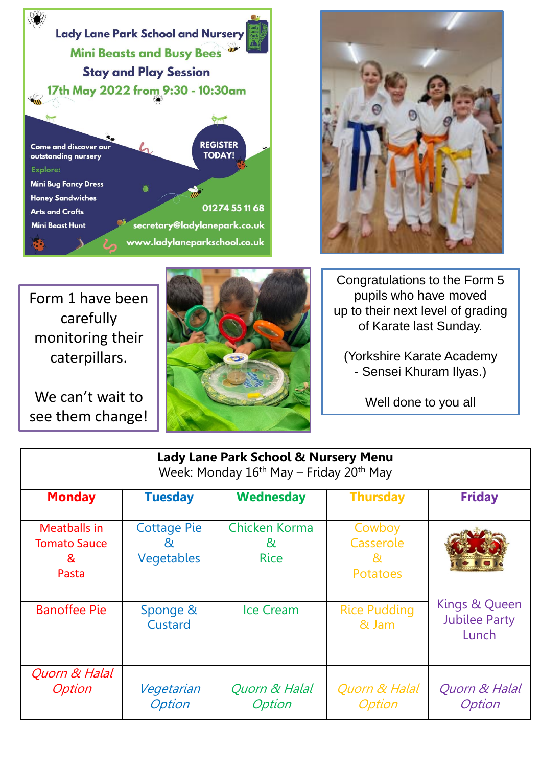Lady Lane Park School and Nursery

Mini Beasts and Busy Bees

Stay and Play Session

17th May 2022 from 9:30 - 10:30am

Come and discover our outstanding nursery

Explore:

- Mini Bug Fancy Dress
- Honey Sandwiches
- Arts and Crafts
- Mini Beast Hunt

REGISTER TODAY!

01274 55 11 68

secretary@ladylanepark.co.uk

www.ladylaneparkschool.co.uk

Form 1 have been carefully monitoring their caterpillars.

We can't wait to see them change!

Congratulations to the Form 5 pupils who have moved up to their next level of grading of Karate last Sunday.

(Yorkshire Karate Academy - Sensei Khuram Ilyas.)

Well done to you all

**Lady Lane Park School & Nursery Menu**
Week: Monday 16th May – Friday 20th May

| Monday | Tuesday | Wednesday | Thursday | Friday |
|---|---|---|---|---|
| Meatballs in Tomato Sauce & Pasta | Cottage Pie & Vegetables | Chicken Korma & Rice | Cowboy Casserole & Potatoes | Kings & Queen Jubilee Party Lunch |
| Banoffee Pie | Sponge & Custard | Ice Cream | Rice Pudding & Jam | |
| *Quorn & Halal Option* | *Vegetarian Option* | *Quorn & Halal Option* | *Quorn & Halal Option* | *Quorn & Halal Option* |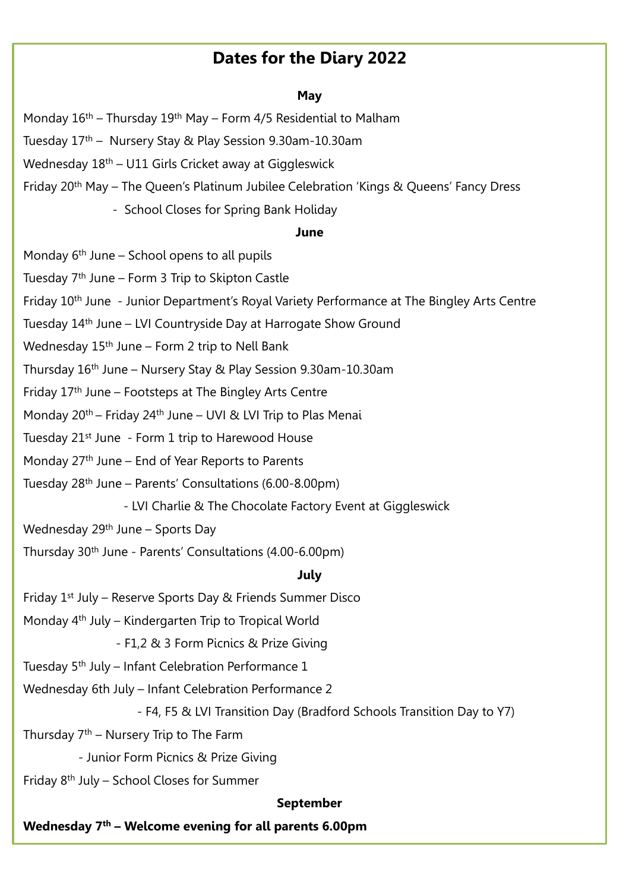# Dates for the Diary 2022

**May**

Monday 16th – Thursday 19th May – Form 4/5 Residential to Malham

Tuesday 17th – Nursery Stay & Play Session 9.30am-10.30am

Wednesday 18th – U11 Girls Cricket away at Giggleswick

Friday 20th May – The Queen's Platinum Jubilee Celebration 'Kings & Queens' Fancy Dress

- School Closes for Spring Bank Holiday

**June**

Monday 6th June – School opens to all pupils

Tuesday 7th June – Form 3 Trip to Skipton Castle

Friday 10th June - Junior Department's Royal Variety Performance at The Bingley Arts Centre

Tuesday 14th June – LVI Countryside Day at Harrogate Show Ground

Wednesday 15th June – Form 2 trip to Nell Bank

Thursday 16th June – Nursery Stay & Play Session 9.30am-10.30am

Friday 17th June – Footsteps at The Bingley Arts Centre

Monday 20th – Friday 24th June – UVI & LVI Trip to Plas Menai

Tuesday 21st June - Form 1 trip to Harewood House

Monday 27th June – End of Year Reports to Parents

Tuesday 28th June – Parents' Consultations (6.00-8.00pm)

- LVI Charlie & The Chocolate Factory Event at Giggleswick

Wednesday 29th June – Sports Day

Thursday 30th June - Parents' Consultations (4.00-6.00pm)

**July**

Friday 1st July – Reserve Sports Day & Friends Summer Disco

Monday 4th July – Kindergarten Trip to Tropical World

- F1,2 & 3 Form Picnics & Prize Giving

Tuesday 5th July – Infant Celebration Performance 1

Wednesday 6th July – Infant Celebration Performance 2

- F4, F5 & LVI Transition Day (Bradford Schools Transition Day to Y7)

Thursday 7th – Nursery Trip to The Farm

- Junior Form Picnics & Prize Giving

Friday 8th July – School Closes for Summer

**September**

**Wednesday 7th – Welcome evening for all parents 6.00pm**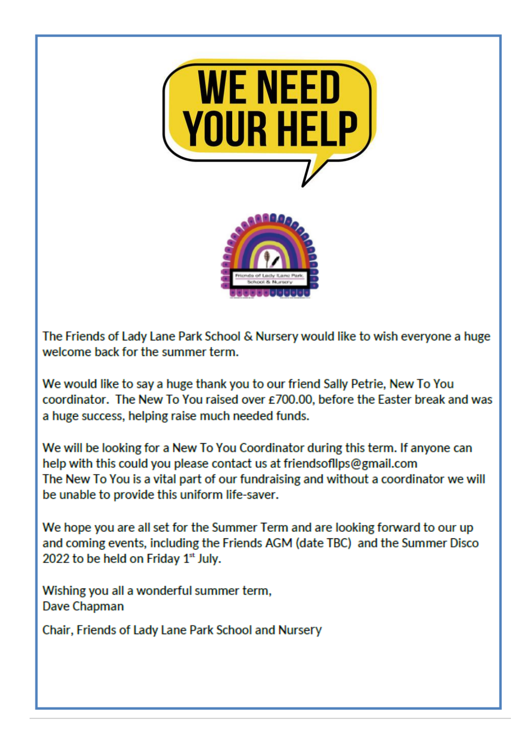# WE NEED YOUR HELP

Friends of Lady Lane Park School & Nursery

The Friends of Lady Lane Park School & Nursery would like to wish everyone a huge welcome back for the summer term.

We would like to say a huge thank you to our friend Sally Petrie, New To You coordinator. The New To You raised over £700.00, before the Easter break and was a huge success, helping raise much needed funds.

We will be looking for a New To You Coordinator during this term. If anyone can help with this could you please contact us at friendsofllps@gmail.com
The New To You is a vital part of our fundraising and without a coordinator we will be unable to provide this uniform life-saver.

We hope you are all set for the Summer Term and are looking forward to our up and coming events, including the Friends AGM (date TBC) and the Summer Disco 2022 to be held on Friday 1st July.

Wishing you all a wonderful summer term,
Dave Chapman

Chair, Friends of Lady Lane Park School and Nursery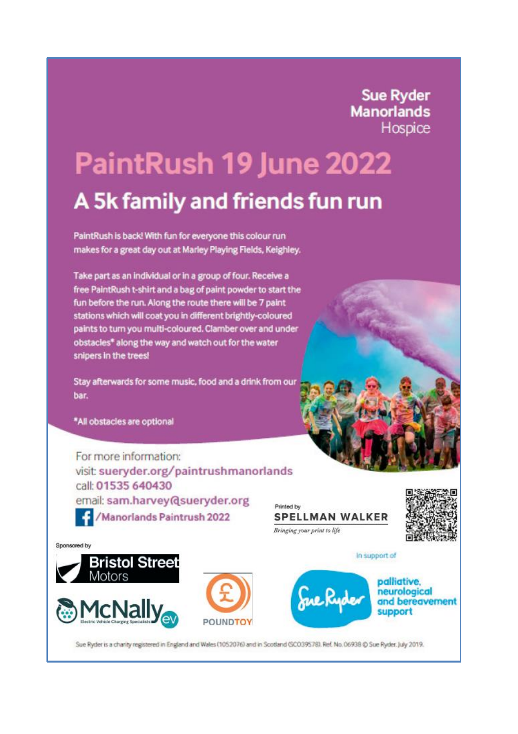Sue Ryder
Manorlands
Hospice

# PaintRush 19 June 2022

## A 5k family and friends fun run

PaintRush is back! With fun for everyone this colour run makes for a great day out at Marley Playing Fields, Keighley.

Take part as an individual or in a group of four. Receive a free PaintRush t-shirt and a bag of paint powder to start the fun before the run. Along the route there will be 7 paint stations which will coat you in different brightly-coloured paints to turn you multi-coloured. Clamber over and under obstacles* along the way and watch out for the water snipers in the trees!

Stay afterwards for some music, food and a drink from our bar.

*All obstacles are optional

For more information:
visit: **sueryder.org/paintrushmanorlands**
call: **01535 640430**
email: **sam.harvey@sueryder.org**
**/Manorlands Paintrush 2022**

Printed by
SPELLMAN WALKER
*Bringing your print to life*

Sponsored by

Bristol Street Motors

McNally ev
Electric Vehicle Charging Specialists

POUNDTOY

In support of

Sue Ryder
palliative, neurological and bereavement support

Sue Ryder is a charity registered in England and Wales (1052076) and in Scotland (SC039578). Ref. No. 06938 © Sue Ryder. July 2019.